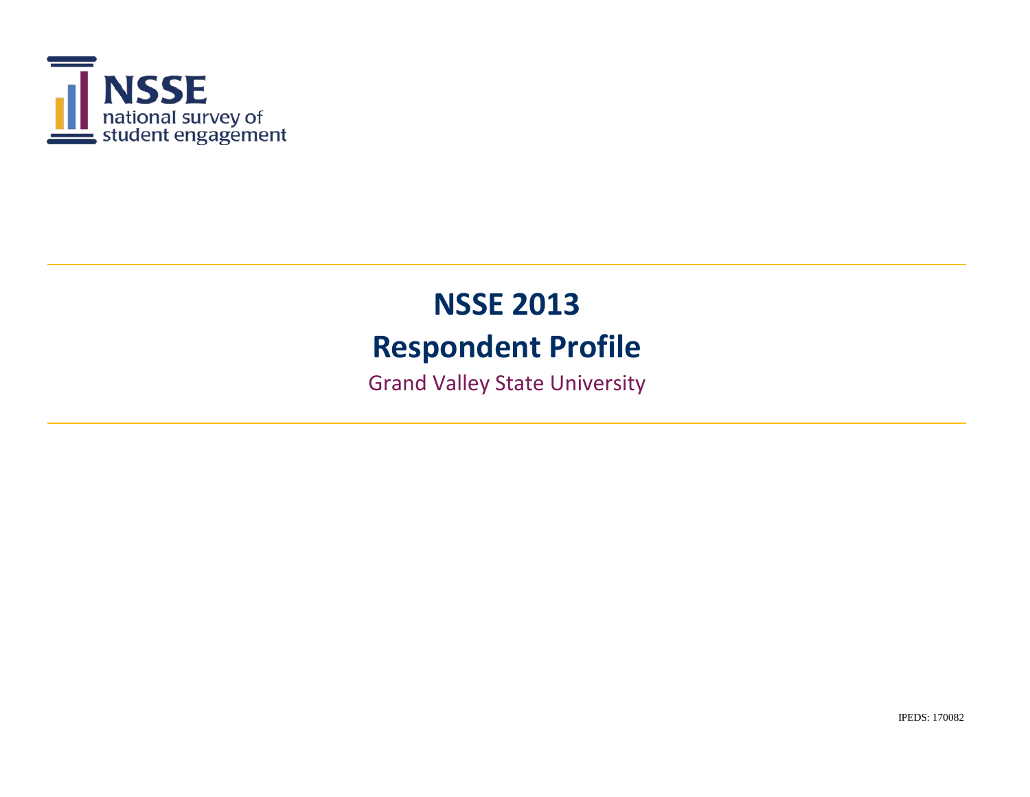NSSE
national survey of
student engagement

# NSSE 2013

# Respondent Profile

Grand Valley State University

IPEDS: 170082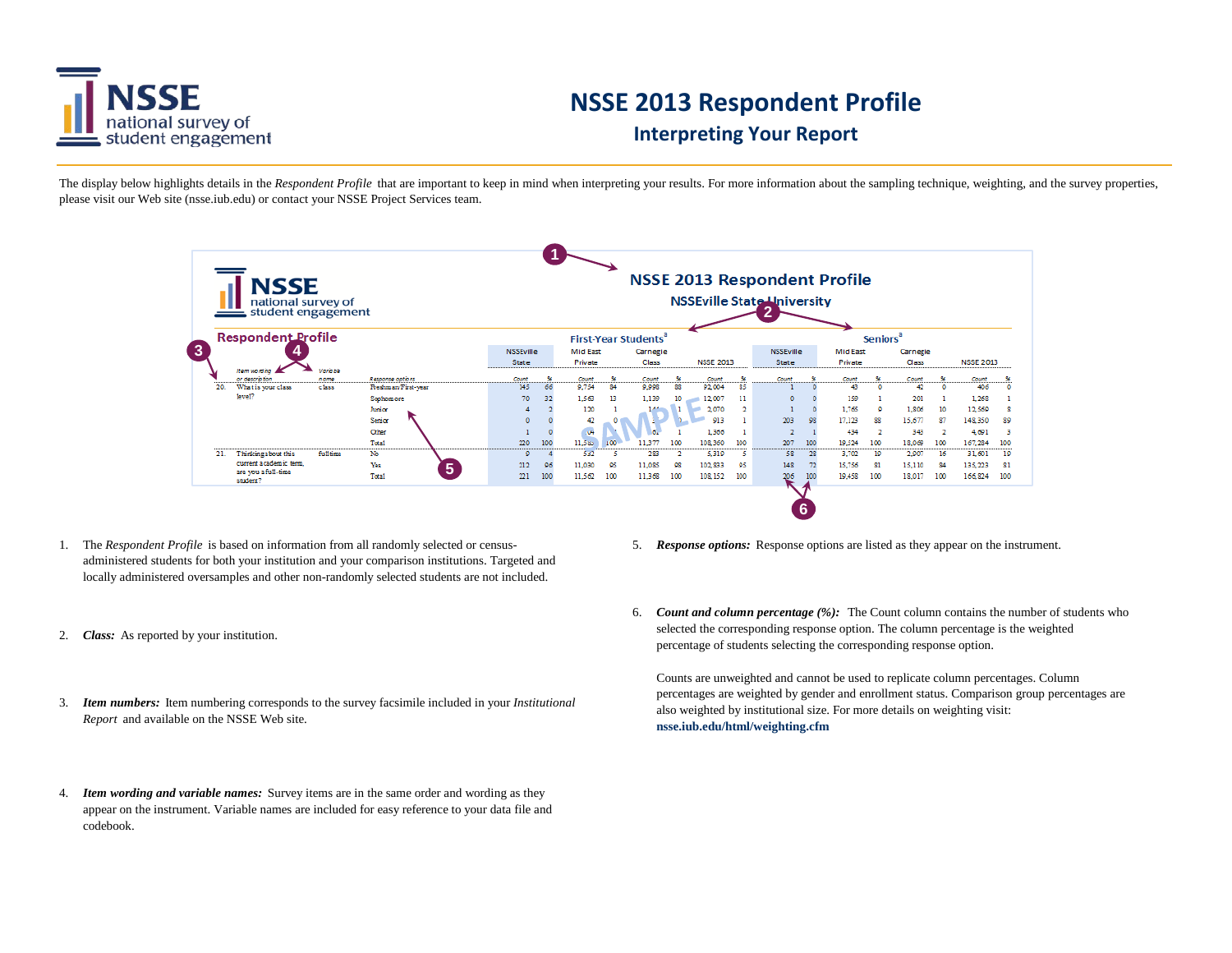# NSSE 2013 Respondent Profile

## Interpreting Your Report

The display below highlights details in the *Respondent Profile* that are important to keep in mind when interpreting your results. For more information about the sampling technique, weighting, and the survey properties, please visit our Web site (nsse.iub.edu) or contact your NSSE Project Services team.

**NSSE 2013 Respondent Profile**
**NSSEville State University**

**Respondent Profile**

| Item wording or description | Variable name | Response options | First-Year Students[a] NSSEville State Count | % | Mid East Private Count | % | Carnegie Class Count | % | NSSE 2013 Count | % | Seniors[a] NSSEville State Count | % | Mid East Private Count | % | Carnegie Class Count | % | NSSE 2013 Count | % |
|---|---|---|---|---|---|---|---|---|---|---|---|---|---|---|---|---|---|---|
| 20. What is your class level? | class | Freshman/First-year | 145 | 66 | 9,754 | 84 | 9,998 | 88 | 92,004 | 85 | 1 | 0 | 43 | 0 | 42 | 0 | 406 | 0 |
| | | Sophomore | 70 | 32 | 1,563 | 13 | 1,139 | 10 | 12,007 | 11 | 0 | 0 | 159 | 1 | 201 | 1 | 1,268 | 1 |
| | | Junior | 4 | 2 | 120 | 1 | 1... | 1 | 2,070 | 2 | 1 | 0 | 1,765 | 9 | 1,806 | 10 | 12,569 | 8 |
| | | Senior | 0 | 0 | 42 | 0 | ... | 0 | 913 | 1 | 203 | 98 | 17,123 | 88 | 15,677 | 87 | 148,350 | 89 |
| | | Other | 1 | 0 | ...4 | ... | ...1 | 1 | 1,366 | 1 | 2 | 1 | 434 | 2 | 343 | 2 | 4,691 | 3 |
| | | Total | 220 | 100 | 11,5... | 100 | 11,377 | 100 | 108,360 | 100 | 207 | 100 | 19,524 | 100 | 18,069 | 100 | 167,284 | 100 |
| 21. Thinking about this current academic term, are you a full-time student? | fulltime | No | 9 | 4 | 532 | 5 | 283 | 2 | 5,319 | 5 | 58 | 28 | 3,702 | 19 | 2,907 | 16 | 31,601 | 19 |
| | | Yes | 212 | 96 | 11,030 | 95 | 11,085 | 98 | 102,833 | 95 | 148 | 72 | 15,756 | 81 | 15,110 | 84 | 135,223 | 81 |
| | | Total | 221 | 100 | 11,562 | 100 | 11,368 | 100 | 108,152 | 100 | 206 | 100 | 19,458 | 100 | 18,017 | 100 | 166,824 | 100 |

1. The *Respondent Profile* is based on information from all randomly selected or census-administered students for both your institution and your comparison institutions. Targeted and locally administered oversamples and other non-randomly selected students are not included.

2. ***Class:*** As reported by your institution.

3. ***Item numbers:*** Item numbering corresponds to the survey facsimile included in your *Institutional Report* and available on the NSSE Web site.

4. ***Item wording and variable names:*** Survey items are in the same order and wording as they appear on the instrument. Variable names are included for easy reference to your data file and codebook.

5. ***Response options:*** Response options are listed as they appear on the instrument.

6. ***Count and column percentage (%):*** The Count column contains the number of students who selected the corresponding response option. The column percentage is the weighted percentage of students selecting the corresponding response option.

   Counts are unweighted and cannot be used to replicate column percentages. Column percentages are weighted by gender and enrollment status. Comparison group percentages are also weighted by institutional size. For more details on weighting visit: **nsse.iub.edu/html/weighting.cfm**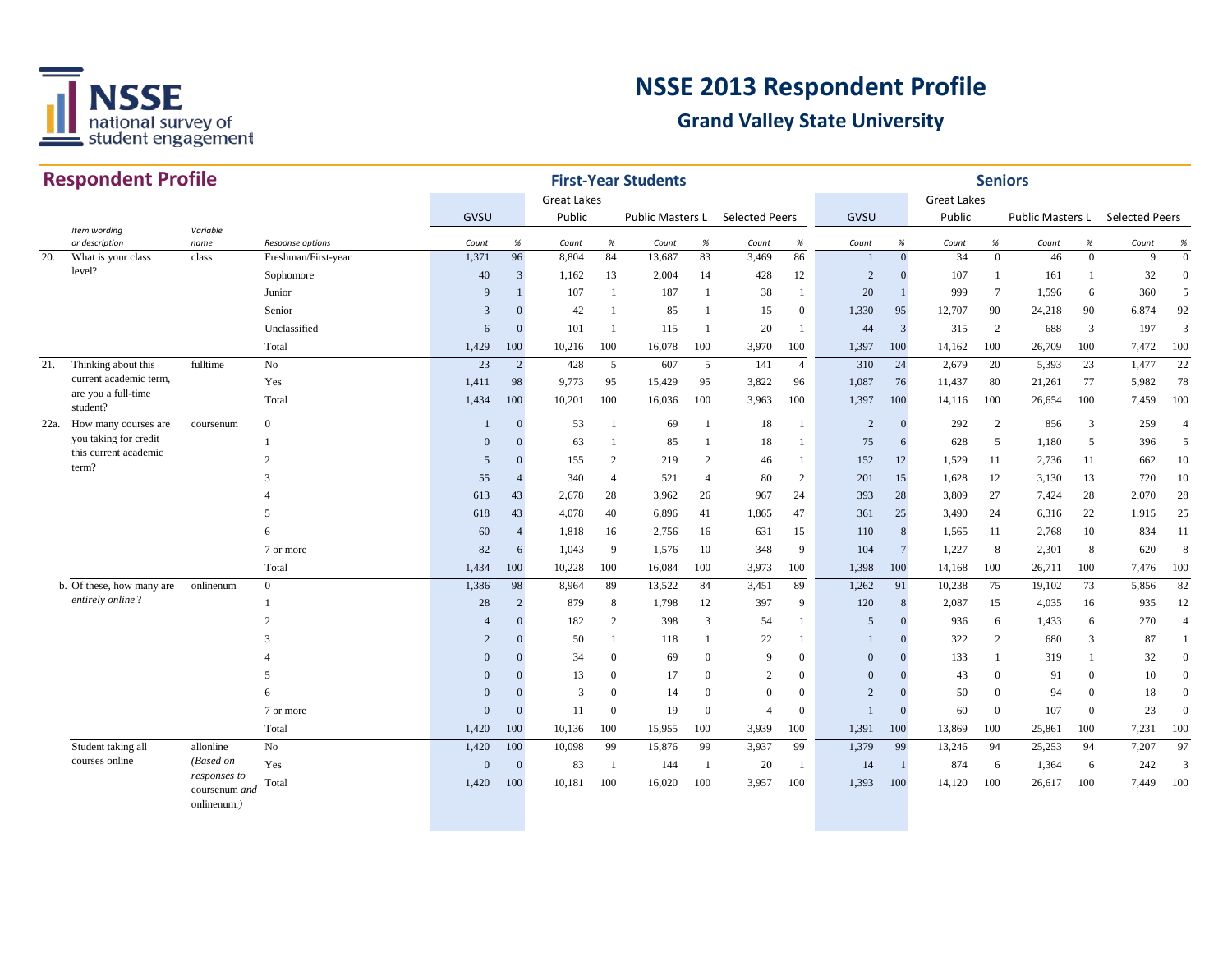# NSSE 2013 Respondent Profile

## Grand Valley State University

## Respondent Profile

| | Item wording or description | Variable name | Response options | First-Year Students GVSU Count | % | Great Lakes Public Count | % | Public Masters L Count | % | Selected Peers Count | % | Seniors GVSU Count | % | Great Lakes Public Count | % | Public Masters L Count | % | Selected Peers Count | % |
|---|---|---|---|---|---|---|---|---|---|---|---|---|---|---|---|---|---|---|---|
| 20. | What is your class level? | class | Freshman/First-year | 1,371 | 96 | 8,804 | 84 | 13,687 | 83 | 3,469 | 86 | 1 | 0 | 34 | 0 | 46 | 0 | 9 | 0 |
| | | | Sophomore | 40 | 3 | 1,162 | 13 | 2,004 | 14 | 428 | 12 | 2 | 0 | 107 | 1 | 161 | 1 | 32 | 0 |
| | | | Junior | 9 | 1 | 107 | 1 | 187 | 1 | 38 | 1 | 20 | 1 | 999 | 7 | 1,596 | 6 | 360 | 5 |
| | | | Senior | 3 | 0 | 42 | 1 | 85 | 1 | 15 | 0 | 1,330 | 95 | 12,707 | 90 | 24,218 | 90 | 6,874 | 92 |
| | | | Unclassified | 6 | 0 | 101 | 1 | 115 | 1 | 20 | 1 | 44 | 3 | 315 | 2 | 688 | 3 | 197 | 3 |
| | | | Total | 1,429 | 100 | 10,216 | 100 | 16,078 | 100 | 3,970 | 100 | 1,397 | 100 | 14,162 | 100 | 26,709 | 100 | 7,472 | 100 |
| 21. | Thinking about this current academic term, are you a full-time student? | fulltime | No | 23 | 2 | 428 | 5 | 607 | 5 | 141 | 4 | 310 | 24 | 2,679 | 20 | 5,393 | 23 | 1,477 | 22 |
| | | | Yes | 1,411 | 98 | 9,773 | 95 | 15,429 | 95 | 3,822 | 96 | 1,087 | 76 | 11,437 | 80 | 21,261 | 77 | 5,982 | 78 |
| | | | Total | 1,434 | 100 | 10,201 | 100 | 16,036 | 100 | 3,963 | 100 | 1,397 | 100 | 14,116 | 100 | 26,654 | 100 | 7,459 | 100 |
| 22a. | How many courses are you taking for credit this current academic term? | coursenum | 0 | 1 | 0 | 53 | 1 | 69 | 1 | 18 | 1 | 2 | 0 | 292 | 2 | 856 | 3 | 259 | 4 |
| | | | 1 | 0 | 0 | 63 | 1 | 85 | 1 | 18 | 1 | 75 | 6 | 628 | 5 | 1,180 | 5 | 396 | 5 |
| | | | 2 | 5 | 0 | 155 | 2 | 219 | 2 | 46 | 1 | 152 | 12 | 1,529 | 11 | 2,736 | 11 | 662 | 10 |
| | | | 3 | 55 | 4 | 340 | 4 | 521 | 4 | 80 | 2 | 201 | 15 | 1,628 | 12 | 3,130 | 13 | 720 | 10 |
| | | | 4 | 613 | 43 | 2,678 | 28 | 3,962 | 26 | 967 | 24 | 393 | 28 | 3,809 | 27 | 7,424 | 28 | 2,070 | 28 |
| | | | 5 | 618 | 43 | 4,078 | 40 | 6,896 | 41 | 1,865 | 47 | 361 | 25 | 3,490 | 24 | 6,316 | 22 | 1,915 | 25 |
| | | | 6 | 60 | 4 | 1,818 | 16 | 2,756 | 16 | 631 | 15 | 110 | 8 | 1,565 | 11 | 2,768 | 10 | 834 | 11 |
| | | | 7 or more | 82 | 6 | 1,043 | 9 | 1,576 | 10 | 348 | 9 | 104 | 7 | 1,227 | 8 | 2,301 | 8 | 620 | 8 |
| | | | Total | 1,434 | 100 | 10,228 | 100 | 16,084 | 100 | 3,973 | 100 | 1,398 | 100 | 14,168 | 100 | 26,711 | 100 | 7,476 | 100 |
| b. | Of these, how many are *entirely online*? | onlinenum | 0 | 1,386 | 98 | 8,964 | 89 | 13,522 | 84 | 3,451 | 89 | 1,262 | 91 | 10,238 | 75 | 19,102 | 73 | 5,856 | 82 |
| | | | 1 | 28 | 2 | 879 | 8 | 1,798 | 12 | 397 | 9 | 120 | 8 | 2,087 | 15 | 4,035 | 16 | 935 | 12 |
| | | | 2 | 4 | 0 | 182 | 2 | 398 | 3 | 54 | 1 | 5 | 0 | 936 | 6 | 1,433 | 6 | 270 | 4 |
| | | | 3 | 2 | 0 | 50 | 1 | 118 | 1 | 22 | 1 | 1 | 0 | 322 | 2 | 680 | 3 | 87 | 1 |
| | | | 4 | 0 | 0 | 34 | 0 | 69 | 0 | 9 | 0 | 0 | 0 | 133 | 1 | 319 | 1 | 32 | 0 |
| | | | 5 | 0 | 0 | 13 | 0 | 17 | 0 | 2 | 0 | 0 | 0 | 43 | 0 | 91 | 0 | 10 | 0 |
| | | | 6 | 0 | 0 | 3 | 0 | 14 | 0 | 0 | 0 | 2 | 0 | 50 | 0 | 94 | 0 | 18 | 0 |
| | | | 7 or more | 0 | 0 | 11 | 0 | 19 | 0 | 4 | 0 | 1 | 0 | 60 | 0 | 107 | 0 | 23 | 0 |
| | | | Total | 1,420 | 100 | 10,136 | 100 | 15,955 | 100 | 3,939 | 100 | 1,391 | 100 | 13,869 | 100 | 25,861 | 100 | 7,231 | 100 |
| | Student taking all courses online | allonline *(Based on responses to coursenum and onlinenum.)* | No | 1,420 | 100 | 10,098 | 99 | 15,876 | 99 | 3,937 | 99 | 1,379 | 99 | 13,246 | 94 | 25,253 | 94 | 7,207 | 97 |
| | | | Yes | 0 | 0 | 83 | 1 | 144 | 1 | 20 | 1 | 14 | 1 | 874 | 6 | 1,364 | 6 | 242 | 3 |
| | | | Total | 1,420 | 100 | 10,181 | 100 | 16,020 | 100 | 3,957 | 100 | 1,393 | 100 | 14,120 | 100 | 26,617 | 100 | 7,449 | 100 |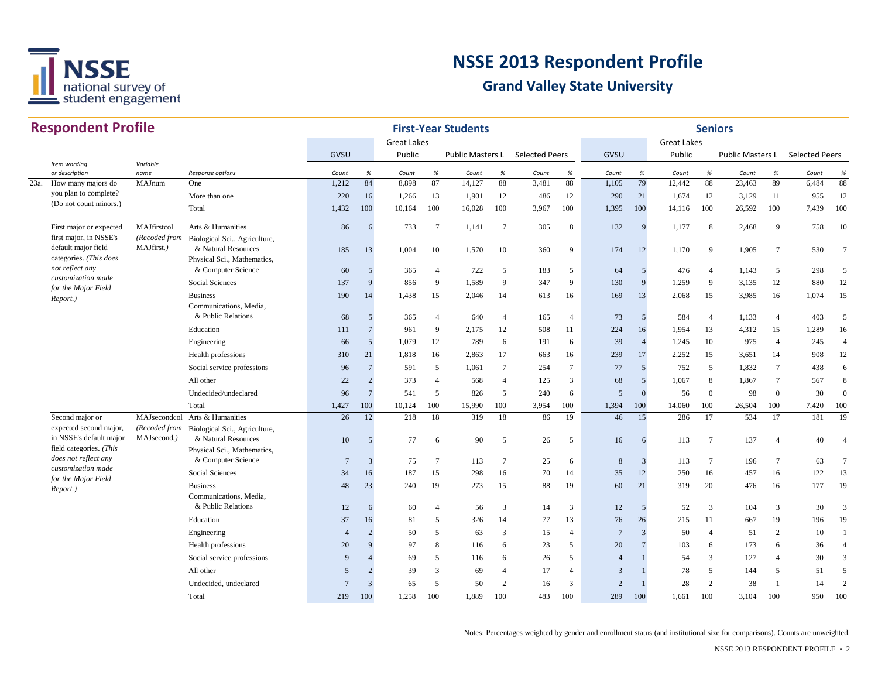# NSSE 2013 Respondent Profile

## Grand Valley State University

## Respondent Profile

| | Item wording or description | Variable name | Response options | First-Year Students GVSU Count | % | Great Lakes Public Count | % | Public Masters L Count | % | Selected Peers Count | % | Seniors GVSU Count | % | Great Lakes Public Count | % | Public Masters L Count | % | Selected Peers Count | % |
|---|---|---|---|---|---|---|---|---|---|---|---|---|---|---|---|---|---|---|---|
| 23a. | How many majors do you plan to complete? (Do not count minors.) | MAJnum | One | 1,212 | 84 | 8,898 | 87 | 14,127 | 88 | 3,481 | 88 | 1,105 | 79 | 12,442 | 88 | 23,463 | 89 | 6,484 | 88 |
| | | | More than one | 220 | 16 | 1,266 | 13 | 1,901 | 12 | 486 | 12 | 290 | 21 | 1,674 | 12 | 3,129 | 11 | 955 | 12 |
| | | | Total | 1,432 | 100 | 10,164 | 100 | 16,028 | 100 | 3,967 | 100 | 1,395 | 100 | 14,116 | 100 | 26,592 | 100 | 7,439 | 100 |
| | First major or expected first major, in NSSE's default major field categories. *(This does not reflect any customization made for the Major Field Report.)* | MAJfirstcol *(Recoded from MAJfirst.)* | Arts & Humanities | 86 | 6 | 733 | 7 | 1,141 | 7 | 305 | 8 | 132 | 9 | 1,177 | 8 | 2,468 | 9 | 758 | 10 |
| | | | Biological Sci., Agriculture, & Natural Resources | 185 | 13 | 1,004 | 10 | 1,570 | 10 | 360 | 9 | 174 | 12 | 1,170 | 9 | 1,905 | 7 | 530 | 7 |
| | | | Physical Sci., Mathematics, & Computer Science | 60 | 5 | 365 | 4 | 722 | 5 | 183 | 5 | 64 | 5 | 476 | 4 | 1,143 | 5 | 298 | 5 |
| | | | Social Sciences | 137 | 9 | 856 | 9 | 1,589 | 9 | 347 | 9 | 130 | 9 | 1,259 | 9 | 3,135 | 12 | 880 | 12 |
| | | | Business | 190 | 14 | 1,438 | 15 | 2,046 | 14 | 613 | 16 | 169 | 13 | 2,068 | 15 | 3,985 | 16 | 1,074 | 15 |
| | | | Communications, Media, & Public Relations | 68 | 5 | 365 | 4 | 640 | 4 | 165 | 4 | 73 | 5 | 584 | 4 | 1,133 | 4 | 403 | 5 |
| | | | Education | 111 | 7 | 961 | 9 | 2,175 | 12 | 508 | 11 | 224 | 16 | 1,954 | 13 | 4,312 | 15 | 1,289 | 16 |
| | | | Engineering | 66 | 5 | 1,079 | 12 | 789 | 6 | 191 | 6 | 39 | 4 | 1,245 | 10 | 975 | 4 | 245 | 4 |
| | | | Health professions | 310 | 21 | 1,818 | 16 | 2,863 | 17 | 663 | 16 | 239 | 17 | 2,252 | 15 | 3,651 | 14 | 908 | 12 |
| | | | Social service professions | 96 | 7 | 591 | 5 | 1,061 | 7 | 254 | 7 | 77 | 5 | 752 | 5 | 1,832 | 7 | 438 | 6 |
| | | | All other | 22 | 2 | 373 | 4 | 568 | 4 | 125 | 3 | 68 | 5 | 1,067 | 8 | 1,867 | 7 | 567 | 8 |
| | | | Undecided/undeclared | 96 | 7 | 541 | 5 | 826 | 5 | 240 | 6 | 5 | 0 | 56 | 0 | 98 | 0 | 30 | 0 |
| | | | Total | 1,427 | 100 | 10,124 | 100 | 15,990 | 100 | 3,954 | 100 | 1,394 | 100 | 14,060 | 100 | 26,504 | 100 | 7,420 | 100 |
| | Second major or expected second major, in NSSE's default major field categories. *(This does not reflect any customization made for the Major Field Report.)* | MAJsecondcol *(Recoded from MAJsecond.)* | Arts & Humanities | 26 | 12 | 218 | 18 | 319 | 18 | 86 | 19 | 46 | 15 | 286 | 17 | 534 | 17 | 181 | 19 |
| | | | Biological Sci., Agriculture, & Natural Resources | 10 | 5 | 77 | 6 | 90 | 5 | 26 | 5 | 16 | 6 | 113 | 7 | 137 | 4 | 40 | 4 |
| | | | Physical Sci., Mathematics, & Computer Science | 7 | 3 | 75 | 7 | 113 | 7 | 25 | 6 | 8 | 3 | 113 | 7 | 196 | 7 | 63 | 7 |
| | | | Social Sciences | 34 | 16 | 187 | 15 | 298 | 16 | 70 | 14 | 35 | 12 | 250 | 16 | 457 | 16 | 122 | 13 |
| | | | Business | 48 | 23 | 240 | 19 | 273 | 15 | 88 | 19 | 60 | 21 | 319 | 20 | 476 | 16 | 177 | 19 |
| | | | Communications, Media, & Public Relations | 12 | 6 | 60 | 4 | 56 | 3 | 14 | 3 | 12 | 5 | 52 | 3 | 104 | 3 | 30 | 3 |
| | | | Education | 37 | 16 | 81 | 5 | 326 | 14 | 77 | 13 | 76 | 26 | 215 | 11 | 667 | 19 | 196 | 19 |
| | | | Engineering | 4 | 2 | 50 | 5 | 63 | 3 | 15 | 4 | 7 | 3 | 50 | 4 | 51 | 2 | 10 | 1 |
| | | | Health professions | 20 | 9 | 97 | 8 | 116 | 6 | 23 | 5 | 20 | 7 | 103 | 6 | 173 | 6 | 36 | 4 |
| | | | Social service professions | 9 | 4 | 69 | 5 | 116 | 6 | 26 | 5 | 4 | 1 | 54 | 3 | 127 | 4 | 30 | 3 |
| | | | All other | 5 | 2 | 39 | 3 | 69 | 4 | 17 | 4 | 3 | 1 | 78 | 5 | 144 | 5 | 51 | 5 |
| | | | Undecided, undeclared | 7 | 3 | 65 | 5 | 50 | 2 | 16 | 3 | 2 | 1 | 28 | 2 | 38 | 1 | 14 | 2 |
| | | | Total | 219 | 100 | 1,258 | 100 | 1,889 | 100 | 483 | 100 | 289 | 100 | 1,661 | 100 | 3,104 | 100 | 950 | 100 |

Notes: Percentages weighted by gender and enrollment status (and institutional size for comparisons). Counts are unweighted.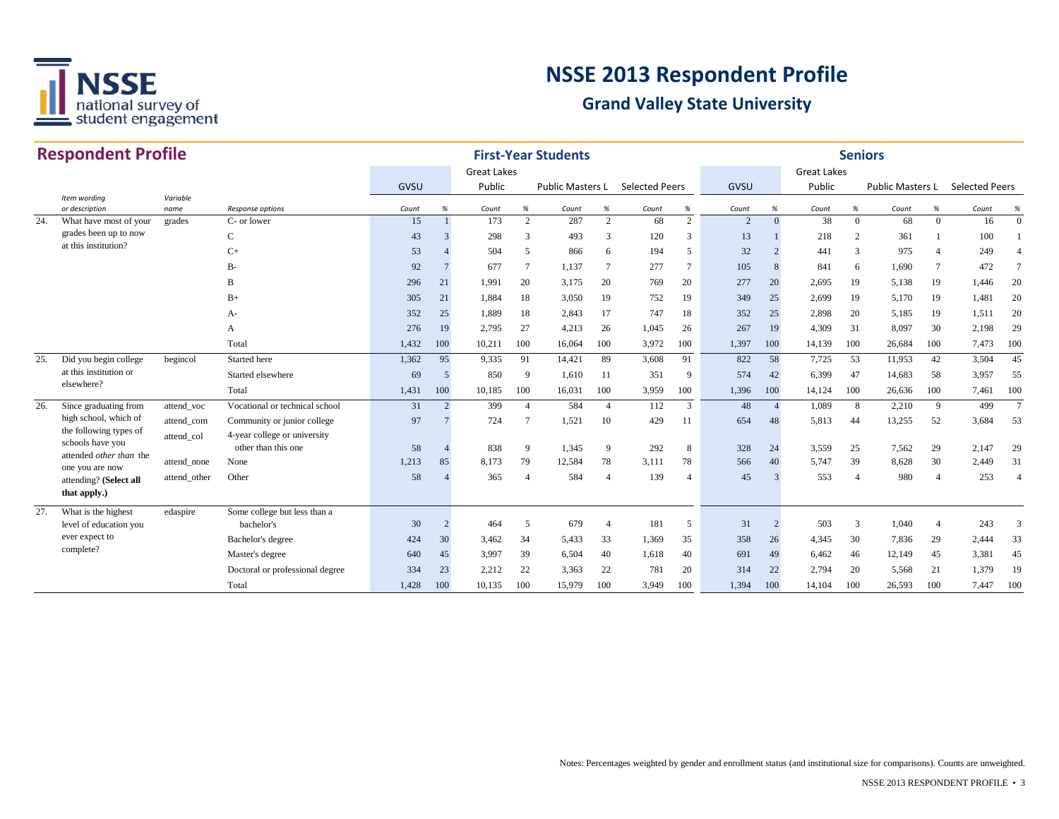# NSSE 2013 Respondent Profile

## Grand Valley State University

### Respondent Profile

| | Item wording or description | Variable name | Response options | First-Year Students: GVSU Count | % | Great Lakes Public Count | % | Public Masters L Count | % | Selected Peers Count | % | Seniors: GVSU Count | % | Great Lakes Public Count | % | Public Masters L Count | % | Selected Peers Count | % |
|---|---|---|---|---|---|---|---|---|---|---|---|---|---|---|---|---|---|---|---|
| 24. | What have most of your grades been up to now at this institution? | grades | C- or lower | 15 | 1 | 173 | 2 | 287 | 2 | 68 | 2 | 2 | 0 | 38 | 0 | 68 | 0 | 16 | 0 |
| | | | C | 43 | 3 | 298 | 3 | 493 | 3 | 120 | 3 | 13 | 1 | 218 | 2 | 361 | 1 | 100 | 1 |
| | | | C+ | 53 | 4 | 504 | 5 | 866 | 6 | 194 | 5 | 32 | 2 | 441 | 3 | 975 | 4 | 249 | 4 |
| | | | B- | 92 | 7 | 677 | 7 | 1,137 | 7 | 277 | 7 | 105 | 8 | 841 | 6 | 1,690 | 7 | 472 | 7 |
| | | | B | 296 | 21 | 1,991 | 20 | 3,175 | 20 | 769 | 20 | 277 | 20 | 2,695 | 19 | 5,138 | 19 | 1,446 | 20 |
| | | | B+ | 305 | 21 | 1,884 | 18 | 3,050 | 19 | 752 | 19 | 349 | 25 | 2,699 | 19 | 5,170 | 19 | 1,481 | 20 |
| | | | A- | 352 | 25 | 1,889 | 18 | 2,843 | 17 | 747 | 18 | 352 | 25 | 2,898 | 20 | 5,185 | 19 | 1,511 | 20 |
| | | | A | 276 | 19 | 2,795 | 27 | 4,213 | 26 | 1,045 | 26 | 267 | 19 | 4,309 | 31 | 8,097 | 30 | 2,198 | 29 |
| | | | Total | 1,432 | 100 | 10,211 | 100 | 16,064 | 100 | 3,972 | 100 | 1,397 | 100 | 14,139 | 100 | 26,684 | 100 | 7,473 | 100 |
| 25. | Did you begin college at this institution or elsewhere? | begincol | Started here | 1,362 | 95 | 9,335 | 91 | 14,421 | 89 | 3,608 | 91 | 822 | 58 | 7,725 | 53 | 11,953 | 42 | 3,504 | 45 |
| | | | Started elsewhere | 69 | 5 | 850 | 9 | 1,610 | 11 | 351 | 9 | 574 | 42 | 6,399 | 47 | 14,683 | 58 | 3,957 | 55 |
| | | | Total | 1,431 | 100 | 10,185 | 100 | 16,031 | 100 | 3,959 | 100 | 1,396 | 100 | 14,124 | 100 | 26,636 | 100 | 7,461 | 100 |
| 26. | Since graduating from high school, which of the following types of schools have you attended *other than* the one you are now attending? **(Select all that apply.)** | attend_voc | Vocational or technical school | 31 | 2 | 399 | 4 | 584 | 4 | 112 | 3 | 48 | 4 | 1,089 | 8 | 2,210 | 9 | 499 | 7 |
| | | attend_com | Community or junior college | 97 | 7 | 724 | 7 | 1,521 | 10 | 429 | 11 | 654 | 48 | 5,813 | 44 | 13,255 | 52 | 3,684 | 53 |
| | | attend_col | 4-year college or university other than this one | 58 | 4 | 838 | 9 | 1,345 | 9 | 292 | 8 | 328 | 24 | 3,559 | 25 | 7,562 | 29 | 2,147 | 29 |
| | | attend_none | None | 1,213 | 85 | 8,173 | 79 | 12,584 | 78 | 3,111 | 78 | 566 | 40 | 5,747 | 39 | 8,628 | 30 | 2,449 | 31 |
| | | attend_other | Other | 58 | 4 | 365 | 4 | 584 | 4 | 139 | 4 | 45 | 3 | 553 | 4 | 980 | 4 | 253 | 4 |
| 27. | What is the highest level of education you ever expect to complete? | edaspire | Some college but less than a bachelor's | 30 | 2 | 464 | 5 | 679 | 4 | 181 | 5 | 31 | 2 | 503 | 3 | 1,040 | 4 | 243 | 3 |
| | | | Bachelor's degree | 424 | 30 | 3,462 | 34 | 5,433 | 33 | 1,369 | 35 | 358 | 26 | 4,345 | 30 | 7,836 | 29 | 2,444 | 33 |
| | | | Master's degree | 640 | 45 | 3,997 | 39 | 6,504 | 40 | 1,618 | 40 | 691 | 49 | 6,462 | 46 | 12,149 | 45 | 3,381 | 45 |
| | | | Doctoral or professional degree | 334 | 23 | 2,212 | 22 | 3,363 | 22 | 781 | 20 | 314 | 22 | 2,794 | 20 | 5,568 | 21 | 1,379 | 19 |
| | | | Total | 1,428 | 100 | 10,135 | 100 | 15,979 | 100 | 3,949 | 100 | 1,394 | 100 | 14,104 | 100 | 26,593 | 100 | 7,447 | 100 |

Notes: Percentages weighted by gender and enrollment status (and institutional size for comparisons). Counts are unweighted.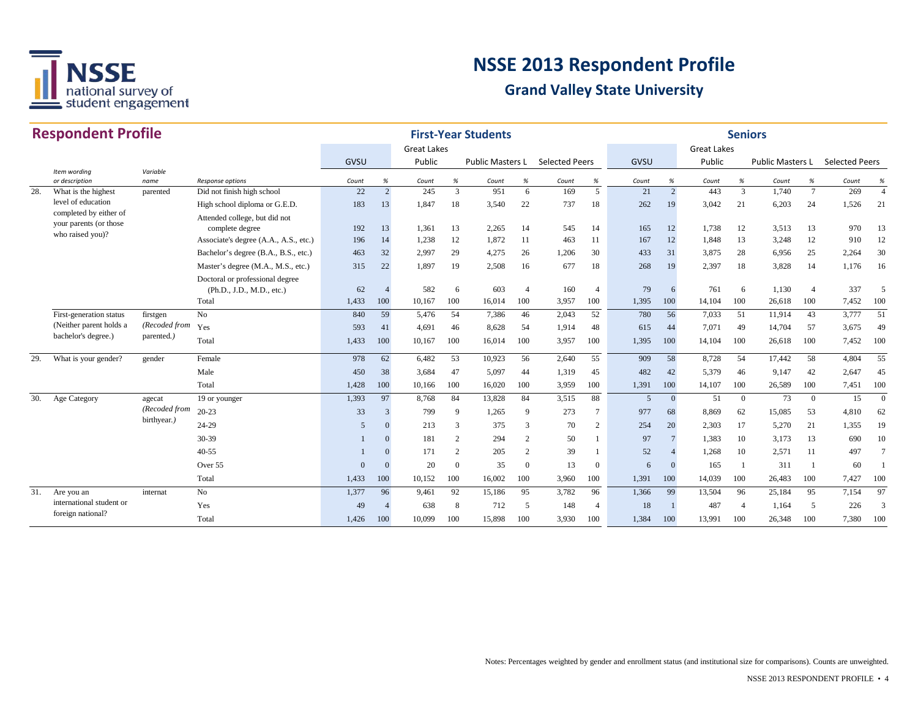# NSSE 2013 Respondent Profile

## Grand Valley State University

### Respondent Profile

| | Item wording or description | Variable name | Response options | First-Year Students | | | | | | | | Seniors | | | | | | | |
|---|---|---|---|---|---|---|---|---|---|---|---|---|---|---|---|---|---|---|---|
| | | | | GVSU | | Great Lakes Public | | Public Masters L | | Selected Peers | | GVSU | | Great Lakes Public | | Public Masters L | | Selected Peers | |
| | | | | Count | % | Count | % | Count | % | Count | % | Count | % | Count | % | Count | % | Count | % |
| 28. | What is the highest level of education completed by either of your parents (or those who raised you)? | parented | Did not finish high school | 22 | 2 | 245 | 3 | 951 | 6 | 169 | 5 | 21 | 2 | 443 | 3 | 1,740 | 7 | 269 | 4 |
| | | | High school diploma or G.E.D. | 183 | 13 | 1,847 | 18 | 3,540 | 22 | 737 | 18 | 262 | 19 | 3,042 | 21 | 6,203 | 24 | 1,526 | 21 |
| | | | Attended college, but did not complete degree | 192 | 13 | 1,361 | 13 | 2,265 | 14 | 545 | 14 | 165 | 12 | 1,738 | 12 | 3,513 | 13 | 970 | 13 |
| | | | Associate's degree (A.A., A.S., etc.) | 196 | 14 | 1,238 | 12 | 1,872 | 11 | 463 | 11 | 167 | 12 | 1,848 | 13 | 3,248 | 12 | 910 | 12 |
| | | | Bachelor's degree (B.A., B.S., etc.) | 463 | 32 | 2,997 | 29 | 4,275 | 26 | 1,206 | 30 | 433 | 31 | 3,875 | 28 | 6,956 | 25 | 2,264 | 30 |
| | | | Master's degree (M.A., M.S., etc.) | 315 | 22 | 1,897 | 19 | 2,508 | 16 | 677 | 18 | 268 | 19 | 2,397 | 18 | 3,828 | 14 | 1,176 | 16 |
| | | | Doctoral or professional degree (Ph.D., J.D., M.D., etc.) | 62 | 4 | 582 | 6 | 603 | 4 | 160 | 4 | 79 | 6 | 761 | 6 | 1,130 | 4 | 337 | 5 |
| | | | Total | 1,433 | 100 | 10,167 | 100 | 16,014 | 100 | 3,957 | 100 | 1,395 | 100 | 14,104 | 100 | 26,618 | 100 | 7,452 | 100 |
| | First-generation status (Neither parent holds a bachelor's degree.) | firstgen *(Recoded from parented.)* | No | 840 | 59 | 5,476 | 54 | 7,386 | 46 | 2,043 | 52 | 780 | 56 | 7,033 | 51 | 11,914 | 43 | 3,777 | 51 |
| | | | Yes | 593 | 41 | 4,691 | 46 | 8,628 | 54 | 1,914 | 48 | 615 | 44 | 7,071 | 49 | 14,704 | 57 | 3,675 | 49 |
| | | | Total | 1,433 | 100 | 10,167 | 100 | 16,014 | 100 | 3,957 | 100 | 1,395 | 100 | 14,104 | 100 | 26,618 | 100 | 7,452 | 100 |
| 29. | What is your gender? | gender | Female | 978 | 62 | 6,482 | 53 | 10,923 | 56 | 2,640 | 55 | 909 | 58 | 8,728 | 54 | 17,442 | 58 | 4,804 | 55 |
| | | | Male | 450 | 38 | 3,684 | 47 | 5,097 | 44 | 1,319 | 45 | 482 | 42 | 5,379 | 46 | 9,147 | 42 | 2,647 | 45 |
| | | | Total | 1,428 | 100 | 10,166 | 100 | 16,020 | 100 | 3,959 | 100 | 1,391 | 100 | 14,107 | 100 | 26,589 | 100 | 7,451 | 100 |
| 30. | Age Category | agecat *(Recoded from birthyear.)* | 19 or younger | 1,393 | 97 | 8,768 | 84 | 13,828 | 84 | 3,515 | 88 | 5 | 0 | 51 | 0 | 73 | 0 | 15 | 0 |
| | | | 20-23 | 33 | 3 | 799 | 9 | 1,265 | 9 | 273 | 7 | 977 | 68 | 8,869 | 62 | 15,085 | 53 | 4,810 | 62 |
| | | | 24-29 | 5 | 0 | 213 | 3 | 375 | 3 | 70 | 2 | 254 | 20 | 2,303 | 17 | 5,270 | 21 | 1,355 | 19 |
| | | | 30-39 | 1 | 0 | 181 | 2 | 294 | 2 | 50 | 1 | 97 | 7 | 1,383 | 10 | 3,173 | 13 | 690 | 10 |
| | | | 40-55 | 1 | 0 | 171 | 2 | 205 | 2 | 39 | 1 | 52 | 4 | 1,268 | 10 | 2,571 | 11 | 497 | 7 |
| | | | Over 55 | 0 | 0 | 20 | 0 | 35 | 0 | 13 | 0 | 6 | 0 | 165 | 1 | 311 | 1 | 60 | 1 |
| | | | Total | 1,433 | 100 | 10,152 | 100 | 16,002 | 100 | 3,960 | 100 | 1,391 | 100 | 14,039 | 100 | 26,483 | 100 | 7,427 | 100 |
| 31. | Are you an international student or foreign national? | internat | No | 1,377 | 96 | 9,461 | 92 | 15,186 | 95 | 3,782 | 96 | 1,366 | 99 | 13,504 | 96 | 25,184 | 95 | 7,154 | 97 |
| | | | Yes | 49 | 4 | 638 | 8 | 712 | 5 | 148 | 4 | 18 | 1 | 487 | 4 | 1,164 | 5 | 226 | 3 |
| | | | Total | 1,426 | 100 | 10,099 | 100 | 15,898 | 100 | 3,930 | 100 | 1,384 | 100 | 13,991 | 100 | 26,348 | 100 | 7,380 | 100 |

Notes: Percentages weighted by gender and enrollment status (and institutional size for comparisons). Counts are unweighted.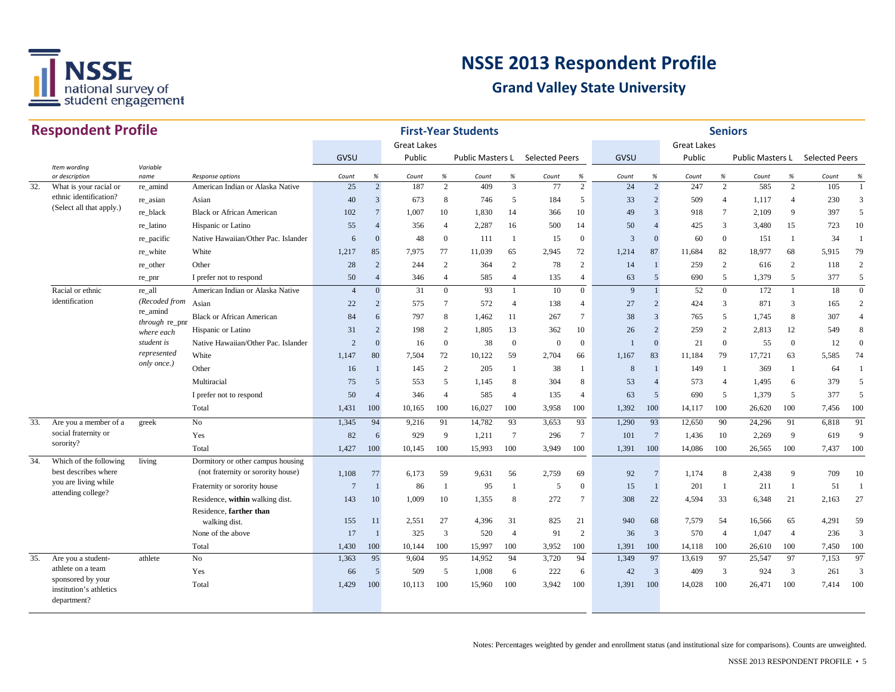# NSSE 2013 Respondent Profile

## Grand Valley State University

## Respondent Profile

| | Item wording or description | Variable name | Response options | First-Year Students | | | | | | | | Seniors | | | | | | | |
|---|---|---|---|---|---|---|---|---|---|---|---|---|---|---|---|---|---|---|---|
| | | | | GVSU | | Great Lakes Public | | Public Masters L | | Selected Peers | | GVSU | | Great Lakes Public | | Public Masters L | | Selected Peers | |
| | | | | Count | % | Count | % | Count | % | Count | % | Count | % | Count | % | Count | % | Count | % |
| 32. | What is your racial or ethnic identification? (Select all that apply.) | re_amind | American Indian or Alaska Native | 25 | 2 | 187 | 2 | 409 | 3 | 77 | 2 | 24 | 2 | 247 | 2 | 585 | 2 | 105 | 1 |
| | | re_asian | Asian | 40 | 3 | 673 | 8 | 746 | 5 | 184 | 5 | 33 | 2 | 509 | 4 | 1,117 | 4 | 230 | 3 |
| | | re_black | Black or African American | 102 | 7 | 1,007 | 10 | 1,830 | 14 | 366 | 10 | 49 | 3 | 918 | 7 | 2,109 | 9 | 397 | 5 |
| | | re_latino | Hispanic or Latino | 55 | 4 | 356 | 4 | 2,287 | 16 | 500 | 14 | 50 | 4 | 425 | 3 | 3,480 | 15 | 723 | 10 |
| | | re_pacific | Native Hawaiian/Other Pac. Islander | 6 | 0 | 48 | 0 | 111 | 1 | 15 | 0 | 3 | 0 | 60 | 0 | 151 | 1 | 34 | 1 |
| | | re_white | White | 1,217 | 85 | 7,975 | 77 | 11,039 | 65 | 2,945 | 72 | 1,214 | 87 | 11,684 | 82 | 18,977 | 68 | 5,915 | 79 |
| | | re_other | Other | 28 | 2 | 244 | 2 | 364 | 2 | 78 | 2 | 14 | 1 | 259 | 2 | 616 | 2 | 118 | 2 |
| | | re_pnr | I prefer not to respond | 50 | 4 | 346 | 4 | 585 | 4 | 135 | 4 | 63 | 5 | 690 | 5 | 1,379 | 5 | 377 | 5 |
| | Racial or ethnic identification | re_all *(Recoded from re_amind through re_pnr where each student is represented only once.)* | American Indian or Alaska Native | 4 | 0 | 31 | 0 | 93 | 1 | 10 | 0 | 9 | 1 | 52 | 0 | 172 | 1 | 18 | 0 |
| | | | Asian | 22 | 2 | 575 | 7 | 572 | 4 | 138 | 4 | 27 | 2 | 424 | 3 | 871 | 3 | 165 | 2 |
| | | | Black or African American | 84 | 6 | 797 | 8 | 1,462 | 11 | 267 | 7 | 38 | 3 | 765 | 5 | 1,745 | 8 | 307 | 4 |
| | | | Hispanic or Latino | 31 | 2 | 198 | 2 | 1,805 | 13 | 362 | 10 | 26 | 2 | 259 | 2 | 2,813 | 12 | 549 | 8 |
| | | | Native Hawaiian/Other Pac. Islander | 2 | 0 | 16 | 0 | 38 | 0 | 0 | 0 | 1 | 0 | 21 | 0 | 55 | 0 | 12 | 0 |
| | | | White | 1,147 | 80 | 7,504 | 72 | 10,122 | 59 | 2,704 | 66 | 1,167 | 83 | 11,184 | 79 | 17,721 | 63 | 5,585 | 74 |
| | | | Other | 16 | 1 | 145 | 2 | 205 | 1 | 38 | 1 | 8 | 1 | 149 | 1 | 369 | 1 | 64 | 1 |
| | | | Multiracial | 75 | 5 | 553 | 5 | 1,145 | 8 | 304 | 8 | 53 | 4 | 573 | 4 | 1,495 | 6 | 379 | 5 |
| | | | I prefer not to respond | 50 | 4 | 346 | 4 | 585 | 4 | 135 | 4 | 63 | 5 | 690 | 5 | 1,379 | 5 | 377 | 5 |
| | | | Total | 1,431 | 100 | 10,165 | 100 | 16,027 | 100 | 3,958 | 100 | 1,392 | 100 | 14,117 | 100 | 26,620 | 100 | 7,456 | 100 |
| 33. | Are you a member of a social fraternity or sorority? | greek | No | 1,345 | 94 | 9,216 | 91 | 14,782 | 93 | 3,653 | 93 | 1,290 | 93 | 12,650 | 90 | 24,296 | 91 | 6,818 | 91 |
| | | | Yes | 82 | 6 | 929 | 9 | 1,211 | 7 | 296 | 7 | 101 | 7 | 1,436 | 10 | 2,269 | 9 | 619 | 9 |
| | | | Total | 1,427 | 100 | 10,145 | 100 | 15,993 | 100 | 3,949 | 100 | 1,391 | 100 | 14,086 | 100 | 26,565 | 100 | 7,437 | 100 |
| 34. | Which of the following best describes where you are living while attending college? | living | Dormitory or other campus housing (not fraternity or sorority house) | 1,108 | 77 | 6,173 | 59 | 9,631 | 56 | 2,759 | 69 | 92 | 7 | 1,174 | 8 | 2,438 | 9 | 709 | 10 |
| | | | Fraternity or sorority house | 7 | 1 | 86 | 1 | 95 | 1 | 5 | 0 | 15 | 1 | 201 | 1 | 211 | 1 | 51 | 1 |
| | | | Residence, **within** walking dist. | 143 | 10 | 1,009 | 10 | 1,355 | 8 | 272 | 7 | 308 | 22 | 4,594 | 33 | 6,348 | 21 | 2,163 | 27 |
| | | | Residence, **farther than** walking dist. | 155 | 11 | 2,551 | 27 | 4,396 | 31 | 825 | 21 | 940 | 68 | 7,579 | 54 | 16,566 | 65 | 4,291 | 59 |
| | | | None of the above | 17 | 1 | 325 | 3 | 520 | 4 | 91 | 2 | 36 | 3 | 570 | 4 | 1,047 | 4 | 236 | 3 |
| | | | Total | 1,430 | 100 | 10,144 | 100 | 15,997 | 100 | 3,952 | 100 | 1,391 | 100 | 14,118 | 100 | 26,610 | 100 | 7,450 | 100 |
| 35. | Are you a student-athlete on a team sponsored by your institution's athletics department? | athlete | No | 1,363 | 95 | 9,604 | 95 | 14,952 | 94 | 3,720 | 94 | 1,349 | 97 | 13,619 | 97 | 25,547 | 97 | 7,153 | 97 |
| | | | Yes | 66 | 5 | 509 | 5 | 1,008 | 6 | 222 | 6 | 42 | 3 | 409 | 3 | 924 | 3 | 261 | 3 |
| | | | Total | 1,429 | 100 | 10,113 | 100 | 15,960 | 100 | 3,942 | 100 | 1,391 | 100 | 14,028 | 100 | 26,471 | 100 | 7,414 | 100 |

Notes: Percentages weighted by gender and enrollment status (and institutional size for comparisons). Counts are unweighted.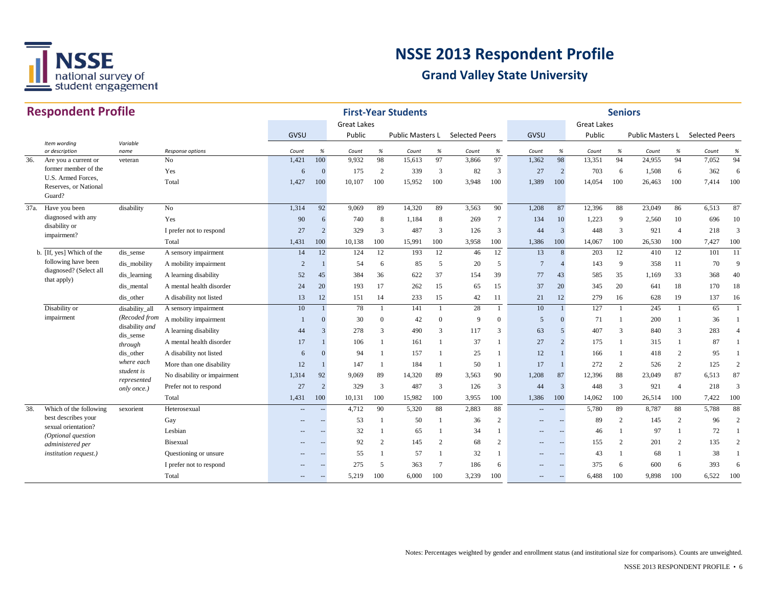# NSSE 2013 Respondent Profile

## Grand Valley State University

## Respondent Profile

| | Item wording or description | Variable name | Response options | First-Year Students GVSU Count | % | Great Lakes Public Count | % | Public Masters L Count | % | Selected Peers Count | % | Seniors GVSU Count | % | Great Lakes Public Count | % | Public Masters L Count | % | Selected Peers Count | % |
|---|---|---|---|---|---|---|---|---|---|---|---|---|---|---|---|---|---|---|---|
| 36. | Are you a current or former member of the U.S. Armed Forces, Reserves, or National Guard? | veteran | No | 1,421 | 100 | 9,932 | 98 | 15,613 | 97 | 3,866 | 97 | 1,362 | 98 | 13,351 | 94 | 24,955 | 94 | 7,052 | 94 |
| | | | Yes | 6 | 0 | 175 | 2 | 339 | 3 | 82 | 3 | 27 | 2 | 703 | 6 | 1,508 | 6 | 362 | 6 |
| | | | Total | 1,427 | 100 | 10,107 | 100 | 15,952 | 100 | 3,948 | 100 | 1,389 | 100 | 14,054 | 100 | 26,463 | 100 | 7,414 | 100 |
| 37a. | Have you been diagnosed with any disability or impairment? | disability | No | 1,314 | 92 | 9,069 | 89 | 14,320 | 89 | 3,563 | 90 | 1,208 | 87 | 12,396 | 88 | 23,049 | 86 | 6,513 | 87 |
| | | | Yes | 90 | 6 | 740 | 8 | 1,184 | 8 | 269 | 7 | 134 | 10 | 1,223 | 9 | 2,560 | 10 | 696 | 10 |
| | | | I prefer not to respond | 27 | 2 | 329 | 3 | 487 | 3 | 126 | 3 | 44 | 3 | 448 | 3 | 921 | 4 | 218 | 3 |
| | | | Total | 1,431 | 100 | 10,138 | 100 | 15,991 | 100 | 3,958 | 100 | 1,386 | 100 | 14,067 | 100 | 26,530 | 100 | 7,427 | 100 |
| b. | [If, yes] Which of the following have been diagnosed? (Select all that apply) | dis_sense | A sensory impairment | 14 | 12 | 124 | 12 | 193 | 12 | 46 | 12 | 13 | 8 | 203 | 12 | 410 | 12 | 101 | 11 |
| | | dis_mobility | A mobility impairment | 2 | 1 | 54 | 6 | 85 | 5 | 20 | 5 | 7 | 4 | 143 | 9 | 358 | 11 | 70 | 9 |
| | | dis_learning | A learning disability | 52 | 45 | 384 | 36 | 622 | 37 | 154 | 39 | 77 | 43 | 585 | 35 | 1,169 | 33 | 368 | 40 |
| | | dis_mental | A mental health disorder | 24 | 20 | 193 | 17 | 262 | 15 | 65 | 15 | 37 | 20 | 345 | 20 | 641 | 18 | 170 | 18 |
| | | dis_other | A disability not listed | 13 | 12 | 151 | 14 | 233 | 15 | 42 | 11 | 21 | 12 | 279 | 16 | 628 | 19 | 137 | 16 |
| | Disability or impairment | disability_all *(Recoded from disability and dis_sense through dis_other where each student is represented only once.)* | A sensory impairment | 10 | 1 | 78 | 1 | 141 | 1 | 28 | 1 | 10 | 1 | 127 | 1 | 245 | 1 | 65 | 1 |
| | | | A mobility impairment | 1 | 0 | 30 | 0 | 42 | 0 | 9 | 0 | 5 | 0 | 71 | 1 | 200 | 1 | 36 | 1 |
| | | | A learning disability | 44 | 3 | 278 | 3 | 490 | 3 | 117 | 3 | 63 | 5 | 407 | 3 | 840 | 3 | 283 | 4 |
| | | | A mental health disorder | 17 | 1 | 106 | 1 | 161 | 1 | 37 | 1 | 27 | 2 | 175 | 1 | 315 | 1 | 87 | 1 |
| | | | A disability not listed | 6 | 0 | 94 | 1 | 157 | 1 | 25 | 1 | 12 | 1 | 166 | 1 | 418 | 2 | 95 | 1 |
| | | | More than one disability | 12 | 1 | 147 | 1 | 184 | 1 | 50 | 1 | 17 | 1 | 272 | 2 | 526 | 2 | 125 | 2 |
| | | | No disability or impairment | 1,314 | 92 | 9,069 | 89 | 14,320 | 89 | 3,563 | 90 | 1,208 | 87 | 12,396 | 88 | 23,049 | 87 | 6,513 | 87 |
| | | | Prefer not to respond | 27 | 2 | 329 | 3 | 487 | 3 | 126 | 3 | 44 | 3 | 448 | 3 | 921 | 4 | 218 | 3 |
| | | | Total | 1,431 | 100 | 10,131 | 100 | 15,982 | 100 | 3,955 | 100 | 1,386 | 100 | 14,062 | 100 | 26,514 | 100 | 7,422 | 100 |
| 38. | Which of the following best describes your sexual orientation? *(Optional question administered per institution request.)* | sexorient | Heterosexual | -- | -- | 4,712 | 90 | 5,320 | 88 | 2,883 | 88 | -- | -- | 5,780 | 89 | 8,787 | 88 | 5,788 | 88 |
| | | | Gay | -- | -- | 53 | 1 | 50 | 1 | 36 | 2 | -- | -- | 89 | 2 | 145 | 2 | 96 | 2 |
| | | | Lesbian | -- | -- | 32 | 1 | 65 | 1 | 34 | 1 | -- | -- | 46 | 1 | 97 | 1 | 72 | 1 |
| | | | Bisexual | -- | -- | 92 | 2 | 145 | 2 | 68 | 2 | -- | -- | 155 | 2 | 201 | 2 | 135 | 2 |
| | | | Questioning or unsure | -- | -- | 55 | 1 | 57 | 1 | 32 | 1 | -- | -- | 43 | 1 | 68 | 1 | 38 | 1 |
| | | | I prefer not to respond | -- | -- | 275 | 5 | 363 | 7 | 186 | 6 | -- | -- | 375 | 6 | 600 | 6 | 393 | 6 |
| | | | Total | -- | -- | 5,219 | 100 | 6,000 | 100 | 3,239 | 100 | -- | -- | 6,488 | 100 | 9,898 | 100 | 6,522 | 100 |

Notes: Percentages weighted by gender and enrollment status (and institutional size for comparisons). Counts are unweighted.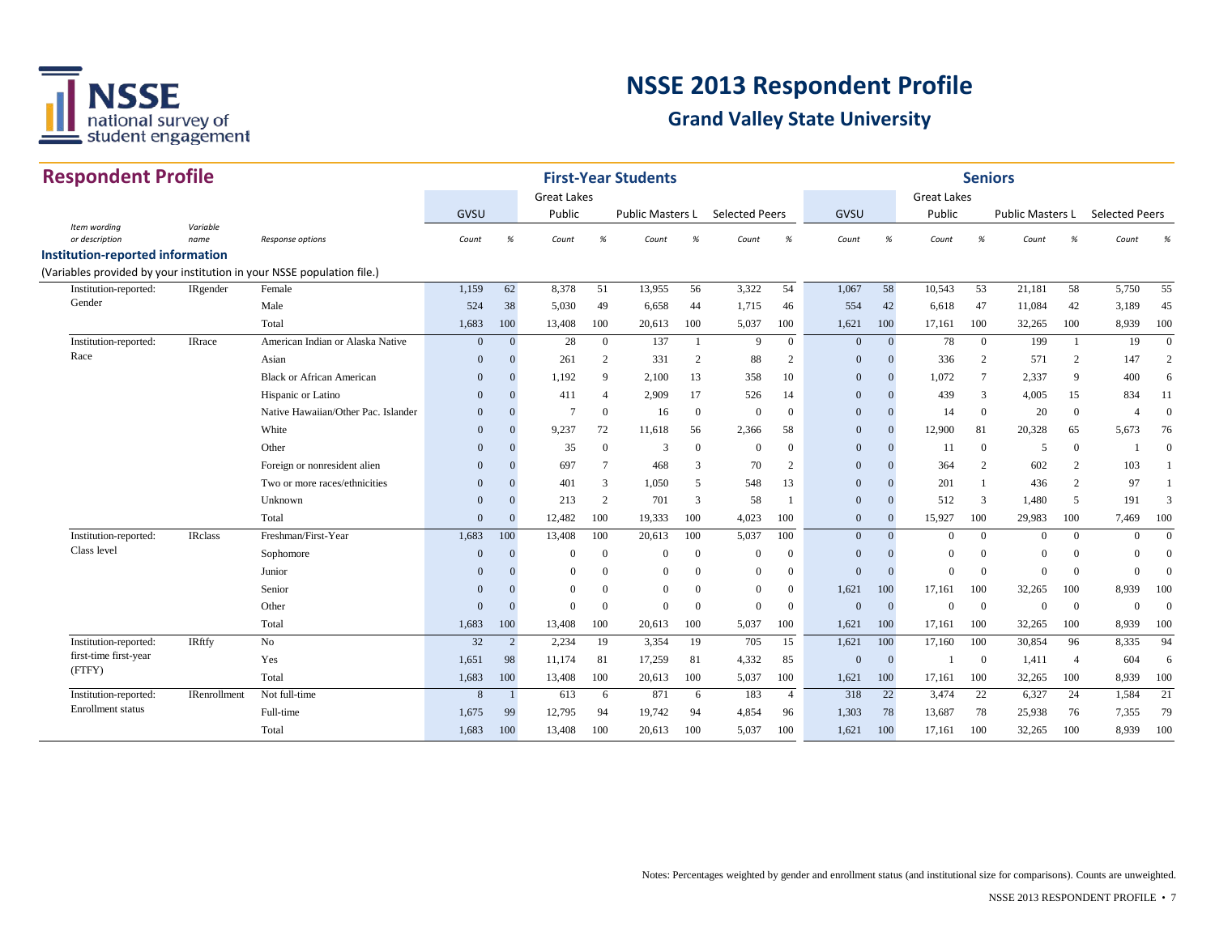# NSSE 2013 Respondent Profile

## Grand Valley State University

## Respondent Profile

| Item wording or description | Variable name | Response options | First-Year Students: GVSU Count | % | Great Lakes Public Count | % | Public Masters L Count | % | Selected Peers Count | % | Seniors: GVSU Count | % | Great Lakes Public Count | % | Public Masters L Count | % | Selected Peers Count | % |
|---|---|---|---|---|---|---|---|---|---|---|---|---|---|---|---|---|---|---|
| **Institution-reported information** | | | | | | | | | | | | | | | | | | |
| (Variables provided by your institution in your NSSE population file.) | | | | | | | | | | | | | | | | | | |
| Institution-reported: Gender | IRgender | Female | 1,159 | 62 | 8,378 | 51 | 13,955 | 56 | 3,322 | 54 | 1,067 | 58 | 10,543 | 53 | 21,181 | 58 | 5,750 | 55 |
| | | Male | 524 | 38 | 5,030 | 49 | 6,658 | 44 | 1,715 | 46 | 554 | 42 | 6,618 | 47 | 11,084 | 42 | 3,189 | 45 |
| | | Total | 1,683 | 100 | 13,408 | 100 | 20,613 | 100 | 5,037 | 100 | 1,621 | 100 | 17,161 | 100 | 32,265 | 100 | 8,939 | 100 |
| Institution-reported: Race | IRrace | American Indian or Alaska Native | 0 | 0 | 28 | 0 | 137 | 1 | 9 | 0 | 0 | 0 | 78 | 0 | 199 | 1 | 19 | 0 |
| | | Asian | 0 | 0 | 261 | 2 | 331 | 2 | 88 | 2 | 0 | 0 | 336 | 2 | 571 | 2 | 147 | 2 |
| | | Black or African American | 0 | 0 | 1,192 | 9 | 2,100 | 13 | 358 | 10 | 0 | 0 | 1,072 | 7 | 2,337 | 9 | 400 | 6 |
| | | Hispanic or Latino | 0 | 0 | 411 | 4 | 2,909 | 17 | 526 | 14 | 0 | 0 | 439 | 3 | 4,005 | 15 | 834 | 11 |
| | | Native Hawaiian/Other Pac. Islander | 0 | 0 | 7 | 0 | 16 | 0 | 0 | 0 | 0 | 0 | 14 | 0 | 20 | 0 | 4 | 0 |
| | | White | 0 | 0 | 9,237 | 72 | 11,618 | 56 | 2,366 | 58 | 0 | 0 | 12,900 | 81 | 20,328 | 65 | 5,673 | 76 |
| | | Other | 0 | 0 | 35 | 0 | 3 | 0 | 0 | 0 | 0 | 0 | 11 | 0 | 5 | 0 | 1 | 0 |
| | | Foreign or nonresident alien | 0 | 0 | 697 | 7 | 468 | 3 | 70 | 2 | 0 | 0 | 364 | 2 | 602 | 2 | 103 | 1 |
| | | Two or more races/ethnicities | 0 | 0 | 401 | 3 | 1,050 | 5 | 548 | 13 | 0 | 0 | 201 | 1 | 436 | 2 | 97 | 1 |
| | | Unknown | 0 | 0 | 213 | 2 | 701 | 3 | 58 | 1 | 0 | 0 | 512 | 3 | 1,480 | 5 | 191 | 3 |
| | | Total | 0 | 0 | 12,482 | 100 | 19,333 | 100 | 4,023 | 100 | 0 | 0 | 15,927 | 100 | 29,983 | 100 | 7,469 | 100 |
| Institution-reported: Class level | IRclass | Freshman/First-Year | 1,683 | 100 | 13,408 | 100 | 20,613 | 100 | 5,037 | 100 | 0 | 0 | 0 | 0 | 0 | 0 | 0 | 0 |
| | | Sophomore | 0 | 0 | 0 | 0 | 0 | 0 | 0 | 0 | 0 | 0 | 0 | 0 | 0 | 0 | 0 | 0 |
| | | Junior | 0 | 0 | 0 | 0 | 0 | 0 | 0 | 0 | 0 | 0 | 0 | 0 | 0 | 0 | 0 | 0 |
| | | Senior | 0 | 0 | 0 | 0 | 0 | 0 | 0 | 0 | 1,621 | 100 | 17,161 | 100 | 32,265 | 100 | 8,939 | 100 |
| | | Other | 0 | 0 | 0 | 0 | 0 | 0 | 0 | 0 | 0 | 0 | 0 | 0 | 0 | 0 | 0 | 0 |
| | | Total | 1,683 | 100 | 13,408 | 100 | 20,613 | 100 | 5,037 | 100 | 1,621 | 100 | 17,161 | 100 | 32,265 | 100 | 8,939 | 100 |
| Institution-reported: first-time first-year (FTFY) | IRftfy | No | 32 | 2 | 2,234 | 19 | 3,354 | 19 | 705 | 15 | 1,621 | 100 | 17,160 | 100 | 30,854 | 96 | 8,335 | 94 |
| | | Yes | 1,651 | 98 | 11,174 | 81 | 17,259 | 81 | 4,332 | 85 | 0 | 0 | 1 | 0 | 1,411 | 4 | 604 | 6 |
| | | Total | 1,683 | 100 | 13,408 | 100 | 20,613 | 100 | 5,037 | 100 | 1,621 | 100 | 17,161 | 100 | 32,265 | 100 | 8,939 | 100 |
| Institution-reported: Enrollment status | IRenrollment | Not full-time | 8 | 1 | 613 | 6 | 871 | 6 | 183 | 4 | 318 | 22 | 3,474 | 22 | 6,327 | 24 | 1,584 | 21 |
| | | Full-time | 1,675 | 99 | 12,795 | 94 | 19,742 | 94 | 4,854 | 96 | 1,303 | 78 | 13,687 | 78 | 25,938 | 76 | 7,355 | 79 |
| | | Total | 1,683 | 100 | 13,408 | 100 | 20,613 | 100 | 5,037 | 100 | 1,621 | 100 | 17,161 | 100 | 32,265 | 100 | 8,939 | 100 |

Notes: Percentages weighted by gender and enrollment status (and institutional size for comparisons). Counts are unweighted.